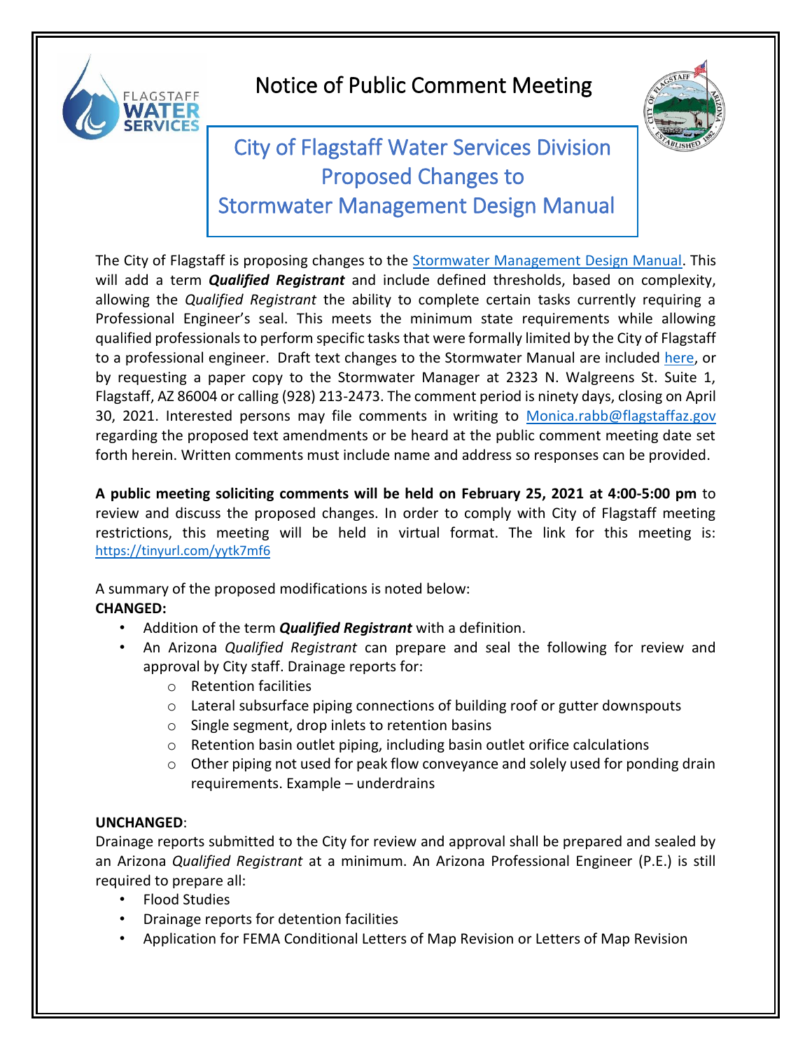# Notice of Public Comment Meeting

## City of Flagstaff Water Services Division Proposed Changes to Stormwater Management Design Manual

The City of Flagstaff is proposing changes to the Stormwater Management Design Manual. This will add a term ***Qualified Registrant*** and include defined thresholds, based on complexity, allowing the *Qualified Registrant* the ability to complete certain tasks currently requiring a Professional Engineer's seal. This meets the minimum state requirements while allowing qualified professionals to perform specific tasks that were formally limited by the City of Flagstaff to a professional engineer. Draft text changes to the Stormwater Manual are included here, or by requesting a paper copy to the Stormwater Manager at 2323 N. Walgreens St. Suite 1, Flagstaff, AZ 86004 or calling (928) 213-2473. The comment period is ninety days, closing on April 30, 2021. Interested persons may file comments in writing to Monica.rabb@flagstaffaz.gov regarding the proposed text amendments or be heard at the public comment meeting date set forth herein. Written comments must include name and address so responses can be provided.

**A public meeting soliciting comments will be held on February 25, 2021 at 4:00-5:00 pm** to review and discuss the proposed changes. In order to comply with City of Flagstaff meeting restrictions, this meeting will be held in virtual format. The link for this meeting is: https://tinyurl.com/yytk7mf6

A summary of the proposed modifications is noted below:

**CHANGED:**

- Addition of the term ***Qualified Registrant*** with a definition.
- An Arizona *Qualified Registrant* can prepare and seal the following for review and approval by City staff. Drainage reports for:
  - Retention facilities
  - Lateral subsurface piping connections of building roof or gutter downspouts
  - Single segment, drop inlets to retention basins
  - Retention basin outlet piping, including basin outlet orifice calculations
  - Other piping not used for peak flow conveyance and solely used for ponding drain requirements. Example – underdrains

**UNCHANGED**:

Drainage reports submitted to the City for review and approval shall be prepared and sealed by an Arizona *Qualified Registrant* at a minimum. An Arizona Professional Engineer (P.E.) is still required to prepare all:

- Flood Studies
- Drainage reports for detention facilities
- Application for FEMA Conditional Letters of Map Revision or Letters of Map Revision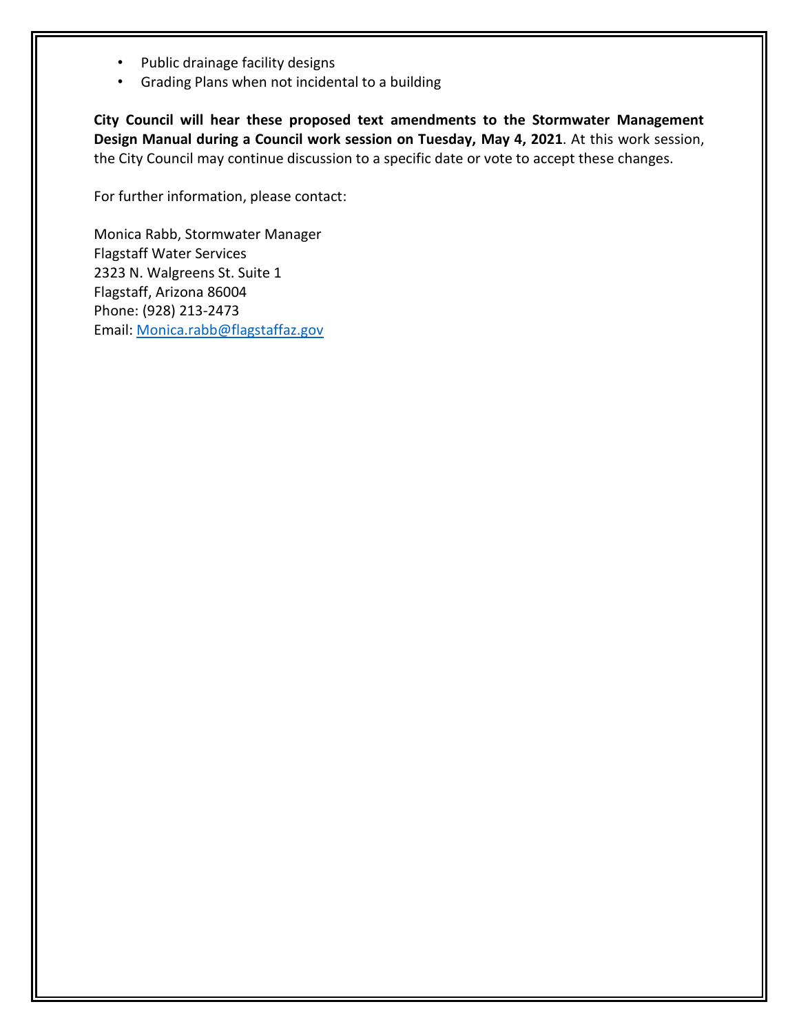- Public drainage facility designs
- Grading Plans when not incidental to a building

**City Council will hear these proposed text amendments to the Stormwater Management Design Manual during a Council work session on Tuesday, May 4, 2021**. At this work session, the City Council may continue discussion to a specific date or vote to accept these changes.

For further information, please contact:

Monica Rabb, Stormwater Manager
Flagstaff Water Services
2323 N. Walgreens St. Suite 1
Flagstaff, Arizona 86004
Phone: (928) 213-2473
Email: [Monica.rabb@flagstaffaz.gov](mailto:Monica.rabb@flagstaffaz.gov)